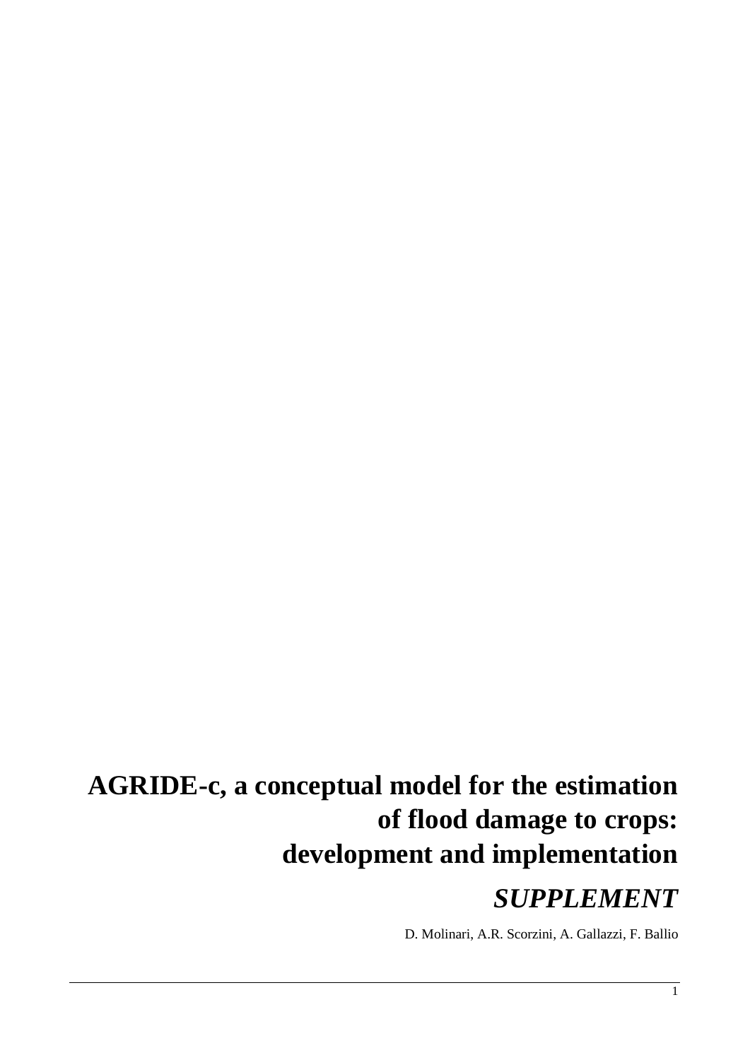# AGRIDE-c, a conceptual model for the estimation of flood damage to crops: development and implementation

## *SUPPLEMENT*

D. Molinari, A.R. Scorzini, A. Gallazzi, F. Ballio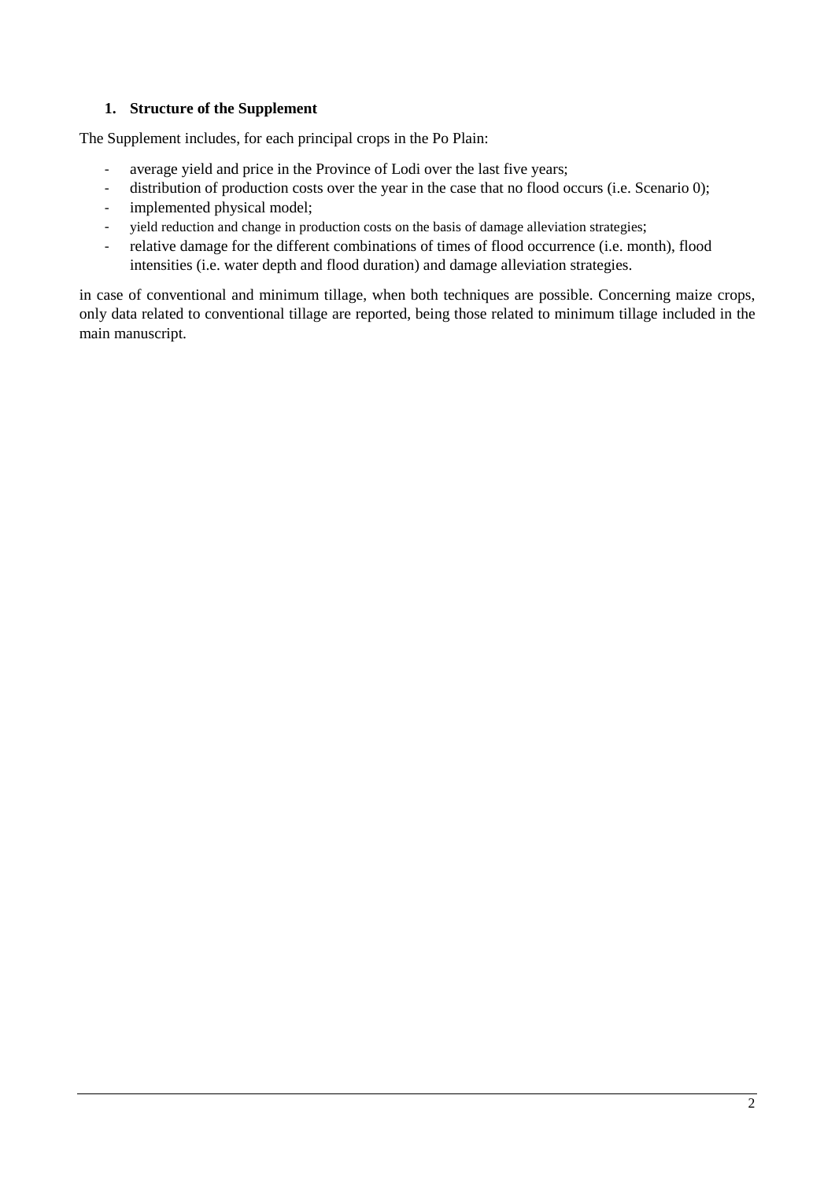## 1. Structure of the Supplement

The Supplement includes, for each principal crops in the Po Plain:

- average yield and price in the Province of Lodi over the last five years;
- distribution of production costs over the year in the case that no flood occurs (i.e. Scenario 0);
- implemented physical model;
- yield reduction and change in production costs on the basis of damage alleviation strategies;
- relative damage for the different combinations of times of flood occurrence (i.e. month), flood intensities (i.e. water depth and flood duration) and damage alleviation strategies.

in case of conventional and minimum tillage, when both techniques are possible. Concerning maize crops, only data related to conventional tillage are reported, being those related to minimum tillage included in the main manuscript.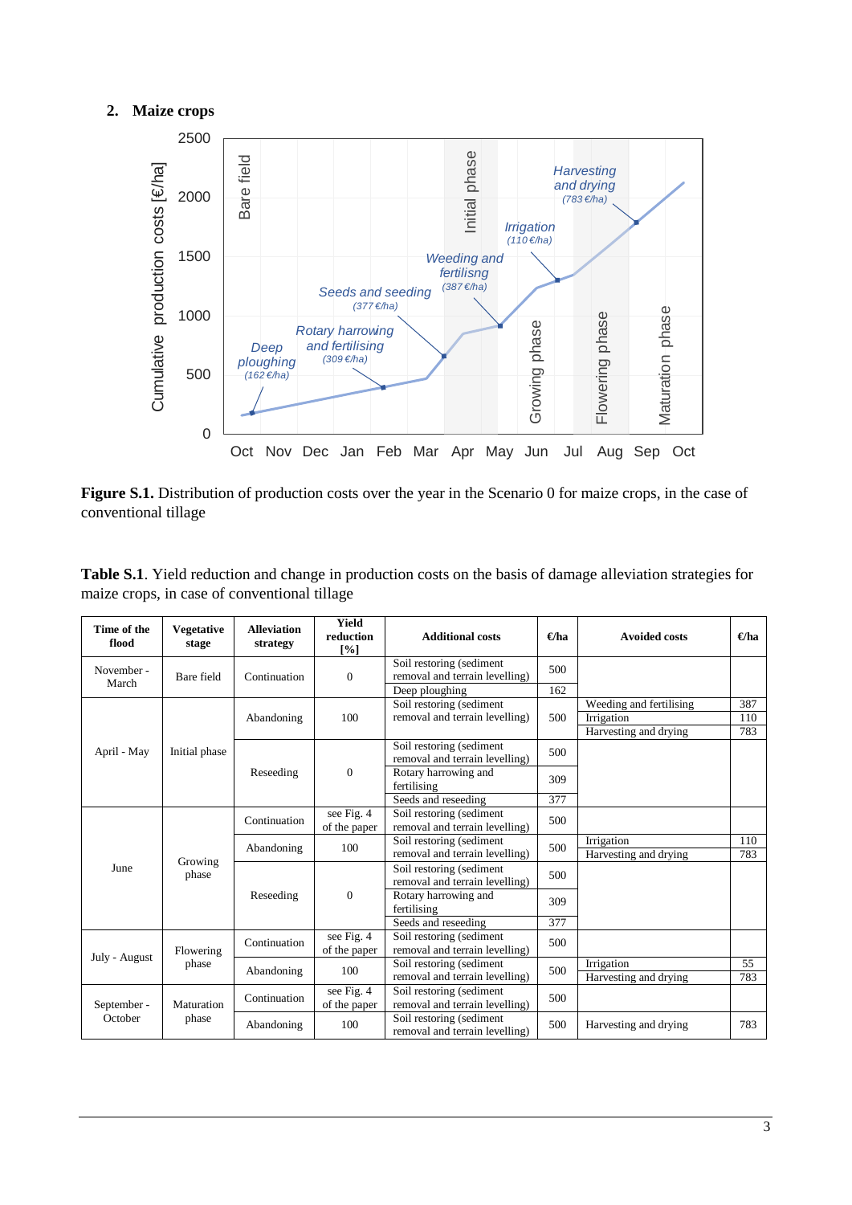## 2. Maize crops

**Figure S.1.** Distribution of production costs over the year in the Scenario 0 for maize crops, in the case of conventional tillage

**Table S.1**. Yield reduction and change in production costs on the basis of damage alleviation strategies for maize crops, in case of conventional tillage

| Time of the flood | Vegetative stage | Alleviation strategy | Yield reduction [%] | Additional costs | €/ha | Avoided costs | €/ha |
|---|---|---|---|---|---|---|---|
| November - March | Bare field | Continuation | 0 | Soil restoring (sediment removal and terrain levelling) | 500 | | |
| | | | | Deep ploughing | 162 | | |
| April - May | Initial phase | Abandoning | 100 | Soil restoring (sediment removal and terrain levelling) | 500 | Weeding and fertilising | 387 |
| | | | | | | Irrigation | 110 |
| | | | | | | Harvesting and drying | 783 |
| | | Reseeding | 0 | Soil restoring (sediment removal and terrain levelling) | 500 | | |
| | | | | Rotary harrowing and fertilising | 309 | | |
| | | | | Seeds and reseeding | 377 | | |
| June | Growing phase | Continuation | see Fig. 4 of the paper | Soil restoring (sediment removal and terrain levelling) | 500 | | |
| | | Abandoning | 100 | Soil restoring (sediment removal and terrain levelling) | 500 | Irrigation | 110 |
| | | | | | | Harvesting and drying | 783 |
| | | Reseeding | 0 | Soil restoring (sediment removal and terrain levelling) | 500 | | |
| | | | | Rotary harrowing and fertilising | 309 | | |
| | | | | Seeds and reseeding | 377 | | |
| July - August | Flowering phase | Continuation | see Fig. 4 of the paper | Soil restoring (sediment removal and terrain levelling) | 500 | | |
| | | Abandoning | 100 | Soil restoring (sediment removal and terrain levelling) | 500 | Irrigation | 55 |
| | | | | | | Harvesting and drying | 783 |
| September - October | Maturation phase | Continuation | see Fig. 4 of the paper | Soil restoring (sediment removal and terrain levelling) | 500 | | |
| | | Abandoning | 100 | Soil restoring (sediment removal and terrain levelling) | 500 | Harvesting and drying | 783 |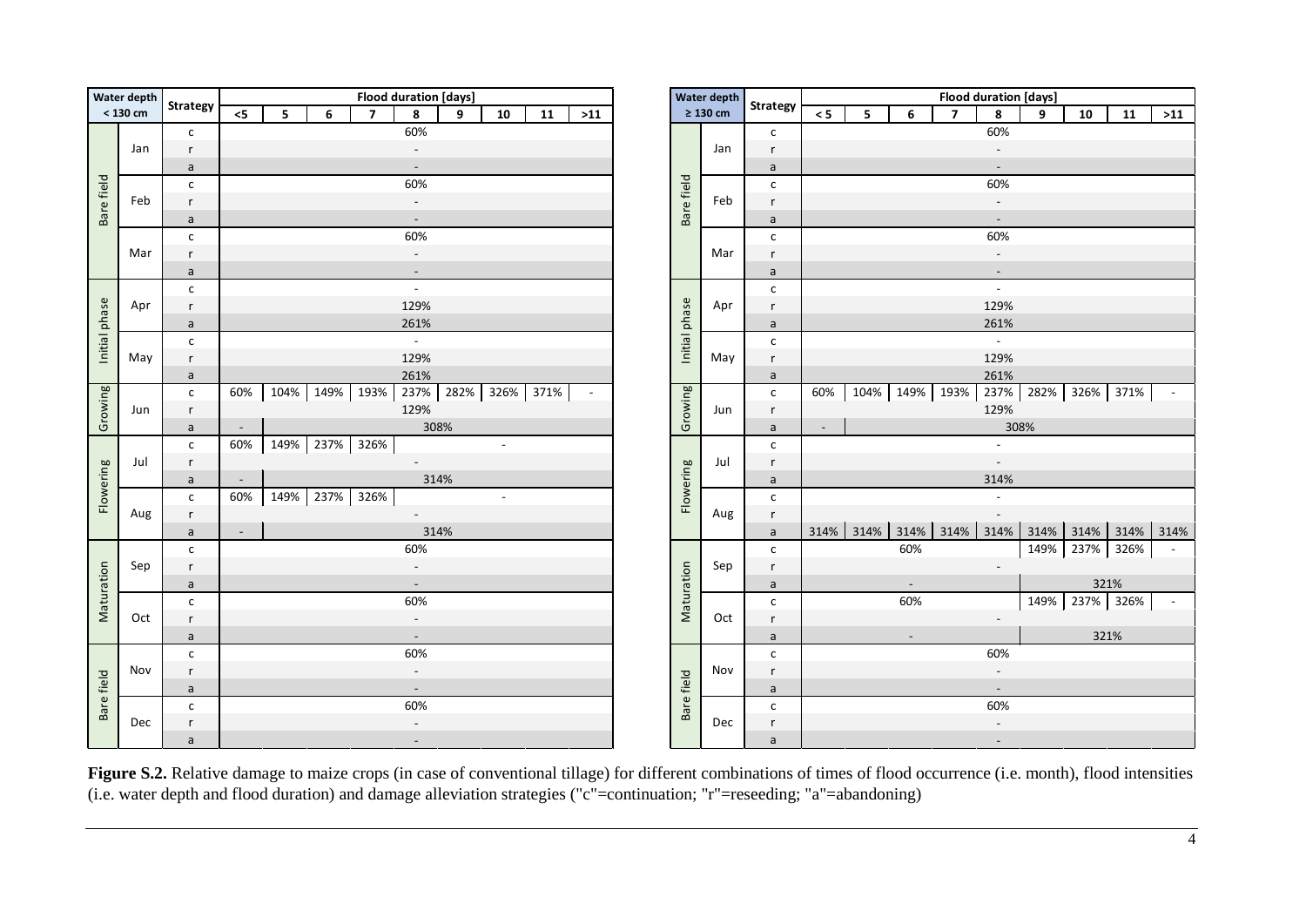| Water depth < 130 cm | | Strategy | Flood duration [days] | | | | | | | | |
|---|---|---|---|---|---|---|---|---|---|---|---|
| | | | <5 | 5 | 6 | 7 | 8 | 9 | 10 | 11 | >11 |
| Bare field | Jan | c | 60% | 60% | 60% | 60% | 60% | 60% | 60% | 60% | 60% |
| | | r | - | - | - | - | - | - | - | - | - |
| | | a | - | - | - | - | - | - | - | - | - |
| | Feb | c | 60% | 60% | 60% | 60% | 60% | 60% | 60% | 60% | 60% |
| | | r | - | - | - | - | - | - | - | - | - |
| | | a | - | - | - | - | - | - | - | - | - |
| | Mar | c | 60% | 60% | 60% | 60% | 60% | 60% | 60% | 60% | 60% |
| | | r | - | - | - | - | - | - | - | - | - |
| | | a | - | - | - | - | - | - | - | - | - |
| Initial phase | Apr | c | - | - | - | - | - | - | - | - | - |
| | | r | 129% | 129% | 129% | 129% | 129% | 129% | 129% | 129% | 129% |
| | | a | 261% | 261% | 261% | 261% | 261% | 261% | 261% | 261% | 261% |
| | May | c | - | - | - | - | - | - | - | - | - |
| | | r | 129% | 129% | 129% | 129% | 129% | 129% | 129% | 129% | 129% |
| | | a | 261% | 261% | 261% | 261% | 261% | 261% | 261% | 261% | 261% |
| Growing | Jun | c | 60% | 104% | 149% | 193% | 237% | 282% | 326% | 371% | - |
| | | r | 129% | 129% | 129% | 129% | 129% | 129% | 129% | 129% | 129% |
| | | a | - | 308% | 308% | 308% | 308% | 308% | 308% | 308% | 308% |
| Flowering | Jul | c | 60% | 149% | 237% | 326% | - | - | - | - | - |
| | | r | - | - | - | - | - | - | - | - | - |
| | | a | - | 314% | 314% | 314% | 314% | 314% | 314% | 314% | 314% |
| | Aug | c | 60% | 149% | 237% | 326% | - | - | - | - | - |
| | | r | - | - | - | - | - | - | - | - | - |
| | | a | - | 314% | 314% | 314% | 314% | 314% | 314% | 314% | 314% |
| Maturation | Sep | c | 60% | 60% | 60% | 60% | 60% | 60% | 60% | 60% | 60% |
| | | r | - | - | - | - | - | - | - | - | - |
| | | a | - | - | - | - | - | - | - | - | - |
| | Oct | c | 60% | 60% | 60% | 60% | 60% | 60% | 60% | 60% | 60% |
| | | r | - | - | - | - | - | - | - | - | - |
| | | a | - | - | - | - | - | - | - | - | - |
| Bare field | Nov | c | 60% | 60% | 60% | 60% | 60% | 60% | 60% | 60% | 60% |
| | | r | - | - | - | - | - | - | - | - | - |
| | | a | - | - | - | - | - | - | - | - | - |
| | Dec | c | 60% | 60% | 60% | 60% | 60% | 60% | 60% | 60% | 60% |
| | | r | - | - | - | - | - | - | - | - | - |
| | | a | - | - | - | - | - | - | - | - | - |

| Water depth ≥ 130 cm | | Strategy | Flood duration [days] | | | | | | | | |
|---|---|---|---|---|---|---|---|---|---|---|---|
| | | | < 5 | 5 | 6 | 7 | 8 | 9 | 10 | 11 | >11 |
| Bare field | Jan | c | 60% | 60% | 60% | 60% | 60% | 60% | 60% | 60% | 60% |
| | | r | - | - | - | - | - | - | - | - | - |
| | | a | - | - | - | - | - | - | - | - | - |
| | Feb | c | 60% | 60% | 60% | 60% | 60% | 60% | 60% | 60% | 60% |
| | | r | - | - | - | - | - | - | - | - | - |
| | | a | - | - | - | - | - | - | - | - | - |
| | Mar | c | 60% | 60% | 60% | 60% | 60% | 60% | 60% | 60% | 60% |
| | | r | - | - | - | - | - | - | - | - | - |
| | | a | - | - | - | - | - | - | - | - | - |
| Initial phase | Apr | c | - | - | - | - | - | - | - | - | - |
| | | r | 129% | 129% | 129% | 129% | 129% | 129% | 129% | 129% | 129% |
| | | a | 261% | 261% | 261% | 261% | 261% | 261% | 261% | 261% | 261% |
| | May | c | - | - | - | - | - | - | - | - | - |
| | | r | 129% | 129% | 129% | 129% | 129% | 129% | 129% | 129% | 129% |
| | | a | 261% | 261% | 261% | 261% | 261% | 261% | 261% | 261% | 261% |
| Growing | Jun | c | 60% | 104% | 149% | 193% | 237% | 282% | 326% | 371% | - |
| | | r | 129% | 129% | 129% | 129% | 129% | 129% | 129% | 129% | 129% |
| | | a | - | 308% | 308% | 308% | 308% | 308% | 308% | 308% | 308% |
| Flowering | Jul | c | - | - | - | - | - | - | - | - | - |
| | | r | - | - | - | - | - | - | - | - | - |
| | | a | 314% | 314% | 314% | 314% | 314% | 314% | 314% | 314% | 314% |
| | Aug | c | - | - | - | - | - | - | - | - | - |
| | | r | - | - | - | - | - | - | - | - | - |
| | | a | 314% | 314% | 314% | 314% | 314% | 314% | 314% | 314% | 314% |
| Maturation | Sep | c | 60% | 60% | 60% | 60% | 60% | 149% | 237% | 326% | - |
| | | r | - | - | - | - | - | - | - | - | - |
| | | a | - | - | - | - | - | 321% | 321% | 321% | 321% |
| | Oct | c | 60% | 60% | 60% | 60% | 60% | 149% | 237% | 326% | - |
| | | r | - | - | - | - | - | - | - | - | - |
| | | a | - | - | - | - | - | 321% | 321% | 321% | 321% |
| Bare field | Nov | c | 60% | 60% | 60% | 60% | 60% | 60% | 60% | 60% | 60% |
| | | r | - | - | - | - | - | - | - | - | - |
| | | a | - | - | - | - | - | - | - | - | - |
| | Dec | c | 60% | 60% | 60% | 60% | 60% | 60% | 60% | 60% | 60% |
| | | r | - | - | - | - | - | - | - | - | - |
| | | a | - | - | - | - | - | - | - | - | - |

**Figure S.2.** Relative damage to maize crops (in case of conventional tillage) for different combinations of times of flood occurrence (i.e. month), flood intensities (i.e. water depth and flood duration) and damage alleviation strategies ("c"=continuation; "r"=reseeding; "a"=abandoning)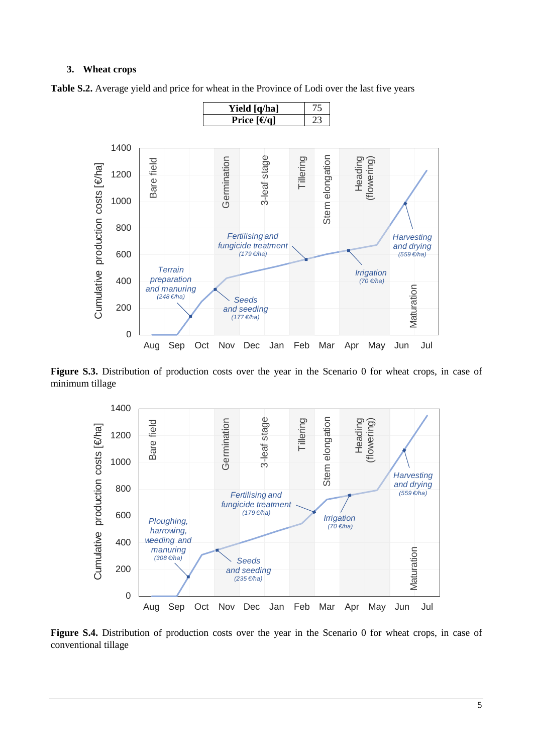### 3. Wheat crops

**Table S.2.** Average yield and price for wheat in the Province of Lodi over the last five years

| **Yield [q/ha]** | 75 |
|---|---|
| **Price [€/q]** | 23 |

**Figure S.3.** Distribution of production costs over the year in the Scenario 0 for wheat crops, in case of minimum tillage

**Figure S.4.** Distribution of production costs over the year in the Scenario 0 for wheat crops, in case of conventional tillage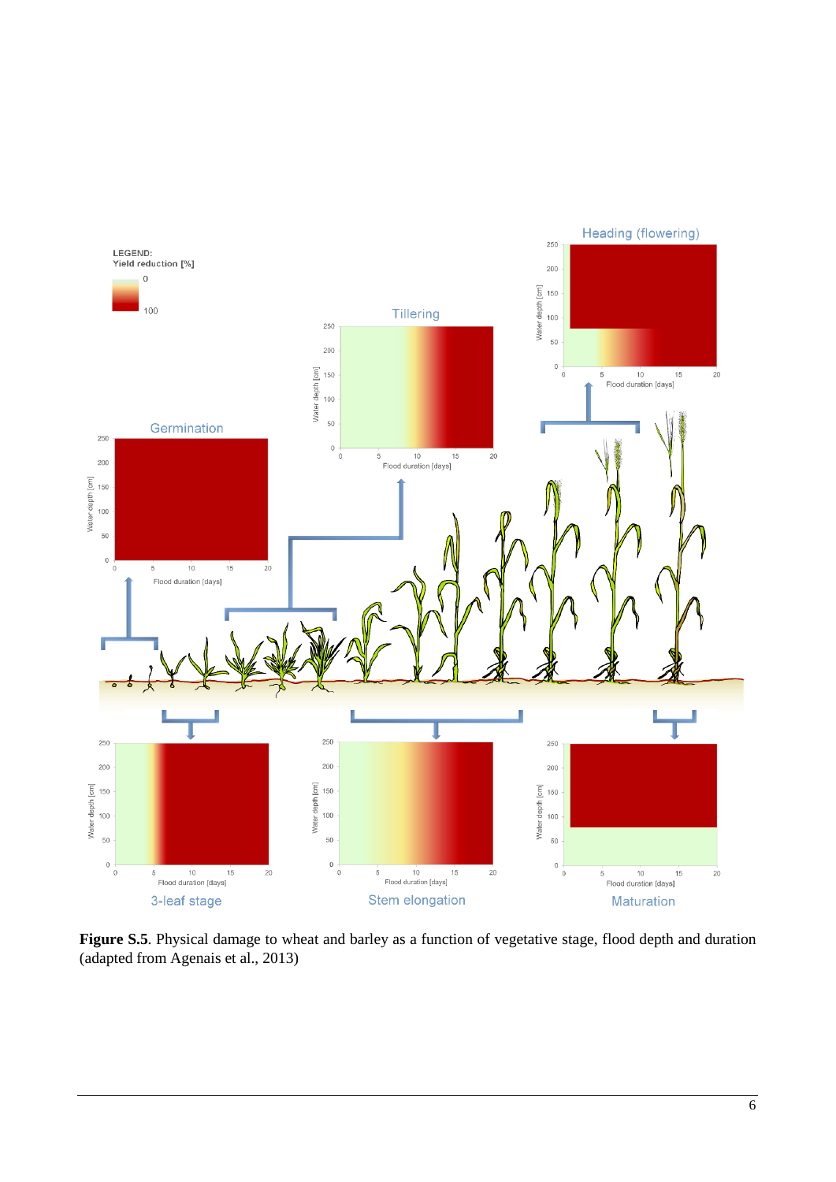**Figure S.5**. Physical damage to wheat and barley as a function of vegetative stage, flood depth and duration (adapted from Agenais et al., 2013)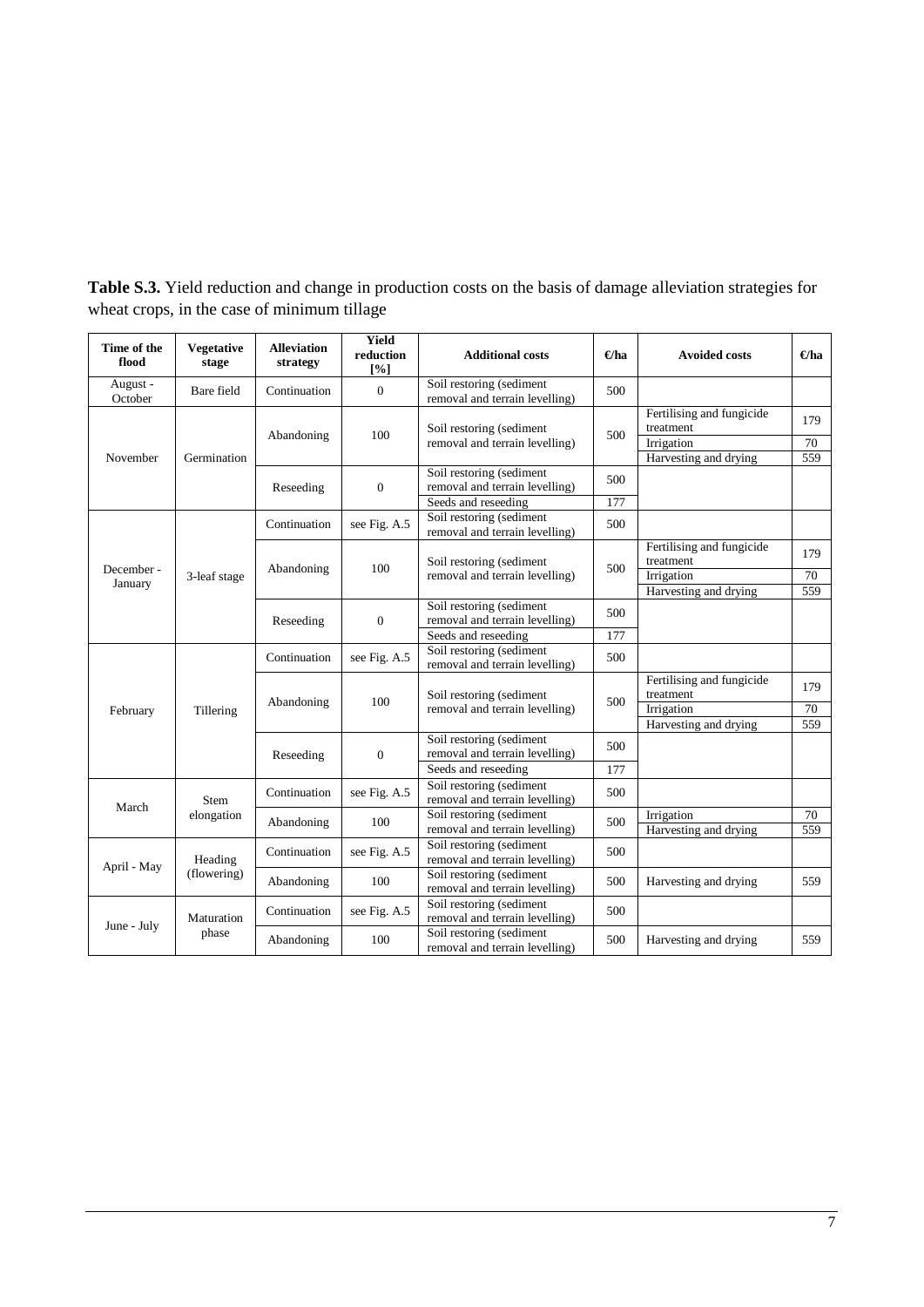**Table S.3.** Yield reduction and change in production costs on the basis of damage alleviation strategies for wheat crops, in the case of minimum tillage

| Time of the flood | Vegetative stage | Alleviation strategy | Yield reduction [%] | Additional costs | €/ha | Avoided costs | €/ha |
|---|---|---|---|---|---|---|---|
| August - October | Bare field | Continuation | 0 | Soil restoring (sediment removal and terrain levelling) | 500 | | |
| November | Germination | Abandoning | 100 | Soil restoring (sediment removal and terrain levelling) | 500 | Fertilising and fungicide treatment | 179 |
| | | | | | | Irrigation | 70 |
| | | | | | | Harvesting and drying | 559 |
| | | Reseeding | 0 | Soil restoring (sediment removal and terrain levelling) | 500 | | |
| | | | | Seeds and reseeding | 177 | | |
| December - January | 3-leaf stage | Continuation | see Fig. A.5 | Soil restoring (sediment removal and terrain levelling) | 500 | | |
| | | Abandoning | 100 | Soil restoring (sediment removal and terrain levelling) | 500 | Fertilising and fungicide treatment | 179 |
| | | | | | | Irrigation | 70 |
| | | | | | | Harvesting and drying | 559 |
| | | Reseeding | 0 | Soil restoring (sediment removal and terrain levelling) | 500 | | |
| | | | | Seeds and reseeding | 177 | | |
| February | Tillering | Continuation | see Fig. A.5 | Soil restoring (sediment removal and terrain levelling) | 500 | | |
| | | Abandoning | 100 | Soil restoring (sediment removal and terrain levelling) | 500 | Fertilising and fungicide treatment | 179 |
| | | | | | | Irrigation | 70 |
| | | | | | | Harvesting and drying | 559 |
| | | Reseeding | 0 | Soil restoring (sediment removal and terrain levelling) | 500 | | |
| | | | | Seeds and reseeding | 177 | | |
| March | Stem elongation | Continuation | see Fig. A.5 | Soil restoring (sediment removal and terrain levelling) | 500 | | |
| | | Abandoning | 100 | Soil restoring (sediment removal and terrain levelling) | 500 | Irrigation | 70 |
| | | | | | | Harvesting and drying | 559 |
| April - May | Heading (flowering) | Continuation | see Fig. A.5 | Soil restoring (sediment removal and terrain levelling) | 500 | | |
| | | Abandoning | 100 | Soil restoring (sediment removal and terrain levelling) | 500 | Harvesting and drying | 559 |
| June - July | Maturation phase | Continuation | see Fig. A.5 | Soil restoring (sediment removal and terrain levelling) | 500 | | |
| | | Abandoning | 100 | Soil restoring (sediment removal and terrain levelling) | 500 | Harvesting and drying | 559 |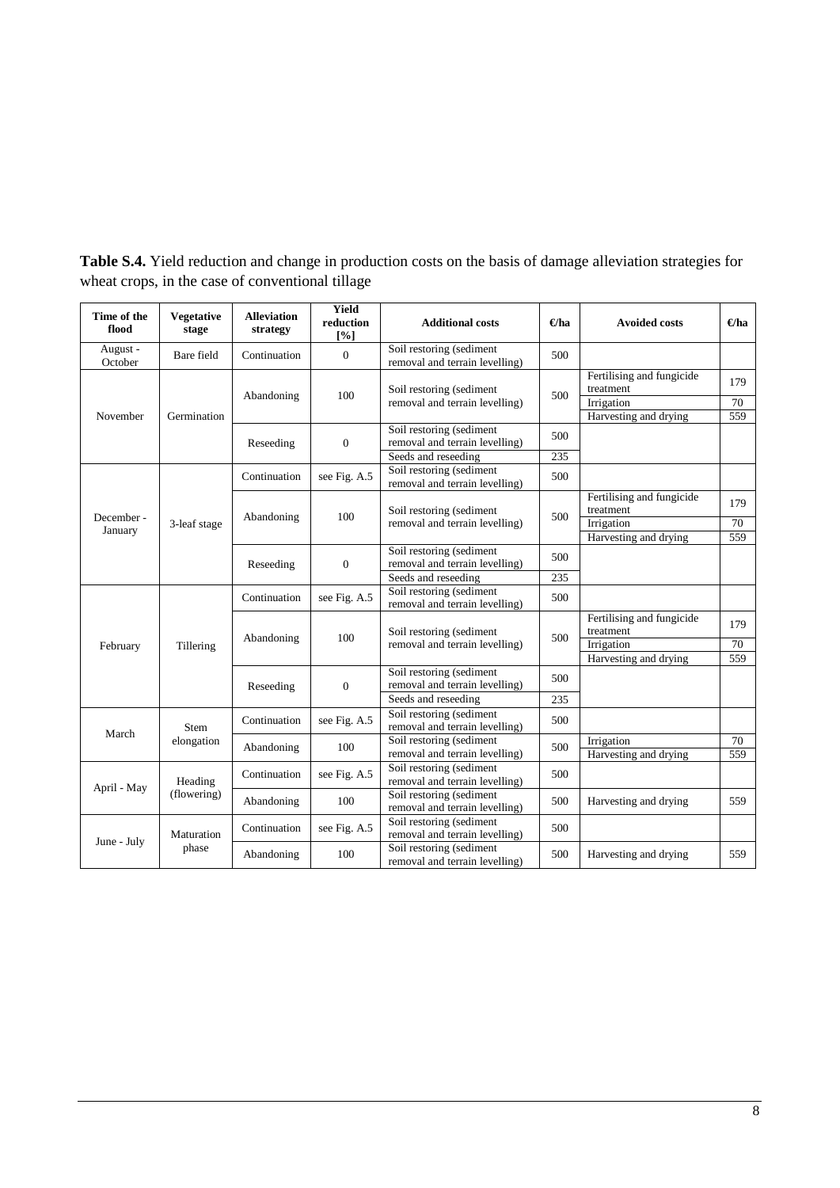**Table S.4.** Yield reduction and change in production costs on the basis of damage alleviation strategies for wheat crops, in the case of conventional tillage

| Time of the flood | Vegetative stage | Alleviation strategy | Yield reduction [%] | Additional costs | €/ha | Avoided costs | €/ha |
|---|---|---|---|---|---|---|---|
| August - October | Bare field | Continuation | 0 | Soil restoring (sediment removal and terrain levelling) | 500 | | |
| November | Germination | Abandoning | 100 | Soil restoring (sediment removal and terrain levelling) | 500 | Fertilising and fungicide treatment | 179 |
| | | | | | | Irrigation | 70 |
| | | | | | | Harvesting and drying | 559 |
| | | Reseeding | 0 | Soil restoring (sediment removal and terrain levelling) | 500 | | |
| | | | | Seeds and reseeding | 235 | | |
| December - January | 3-leaf stage | Continuation | see Fig. A.5 | Soil restoring (sediment removal and terrain levelling) | 500 | | |
| | | Abandoning | 100 | Soil restoring (sediment removal and terrain levelling) | 500 | Fertilising and fungicide treatment | 179 |
| | | | | | | Irrigation | 70 |
| | | | | | | Harvesting and drying | 559 |
| | | Reseeding | 0 | Soil restoring (sediment removal and terrain levelling) | 500 | | |
| | | | | Seeds and reseeding | 235 | | |
| February | Tillering | Continuation | see Fig. A.5 | Soil restoring (sediment removal and terrain levelling) | 500 | | |
| | | Abandoning | 100 | Soil restoring (sediment removal and terrain levelling) | 500 | Fertilising and fungicide treatment | 179 |
| | | | | | | Irrigation | 70 |
| | | | | | | Harvesting and drying | 559 |
| | | Reseeding | 0 | Soil restoring (sediment removal and terrain levelling) | 500 | | |
| | | | | Seeds and reseeding | 235 | | |
| March | Stem elongation | Continuation | see Fig. A.5 | Soil restoring (sediment removal and terrain levelling) | 500 | | |
| | | Abandoning | 100 | Soil restoring (sediment removal and terrain levelling) | 500 | Irrigation | 70 |
| | | | | | | Harvesting and drying | 559 |
| April - May | Heading (flowering) | Continuation | see Fig. A.5 | Soil restoring (sediment removal and terrain levelling) | 500 | | |
| | | Abandoning | 100 | Soil restoring (sediment removal and terrain levelling) | 500 | Harvesting and drying | 559 |
| June - July | Maturation phase | Continuation | see Fig. A.5 | Soil restoring (sediment removal and terrain levelling) | 500 | | |
| | | Abandoning | 100 | Soil restoring (sediment removal and terrain levelling) | 500 | Harvesting and drying | 559 |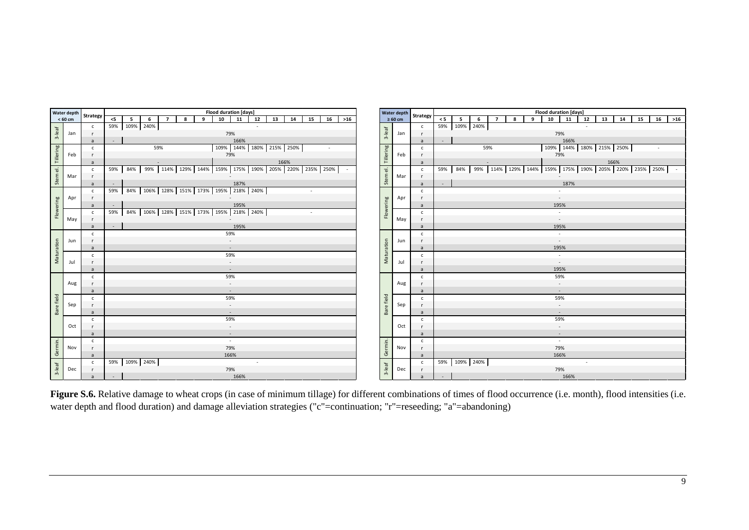| Stage | Water depth < 60 cm | Strategy | <5 | 5 | 6 | 7 | 8 | 9 | 10 | 11 | 12 | 13 | 14 | 15 | 16 | >16 |
|---|---|---|---|---|---|---|---|---|---|---|---|---|---|---|---|---|
| 3-leaf | Jan | c | 59% | 109% | 240% | - | | | | | | | | | | |
| | | r | 79% | | | | | | | | | | | | | |
| | | a | - | 166% | | | | | | | | | | | | |
| Tillering | Feb | c | 59% | | | | | | 109% | 144% | 180% | 215% | 250% | - | | |
| | | r | 79% | | | | | | | | | | | | | |
| | | a | - | | | | | | 166% | | | | | | | |
| Stem el. | Mar | c | 59% | 84% | 99% | 114% | 129% | 144% | 159% | 175% | 190% | 205% | 220% | 235% | 250% | - |
| | | r | - | | | | | | | | | | | | | |
| | | a | - | 187% | | | | | | | | | | | | |
| Flowering | Apr | c | 59% | 84% | 106% | 128% | 151% | 173% | 195% | 218% | 240% | - | | | | |
| | | r | - | | | | | | | | | | | | | |
| | | a | - | 195% | | | | | | | | | | | | |
| | May | c | 59% | 84% | 106% | 128% | 151% | 173% | 195% | 218% | 240% | - | | | | |
| | | r | - | | | | | | | | | | | | | |
| | | a | - | 195% | | | | | | | | | | | | |
| Maturation | Jun | c | 59% | | | | | | | | | | | | | |
| | | r | - | | | | | | | | | | | | | |
| | | a | - | | | | | | | | | | | | | |
| | Jul | c | 59% | | | | | | | | | | | | | |
| | | r | - | | | | | | | | | | | | | |
| | | a | - | | | | | | | | | | | | | |
| Bare field | Aug | c | 59% | | | | | | | | | | | | | |
| | | r | - | | | | | | | | | | | | | |
| | | a | - | | | | | | | | | | | | | |
| | Sep | c | 59% | | | | | | | | | | | | | |
| | | r | - | | | | | | | | | | | | | |
| | | a | - | | | | | | | | | | | | | |
| | Oct | c | 59% | | | | | | | | | | | | | |
| | | r | - | | | | | | | | | | | | | |
| | | a | - | | | | | | | | | | | | | |
| Germin. | Nov | c | - | | | | | | | | | | | | | |
| | | r | 79% | | | | | | | | | | | | | |
| | | a | 166% | | | | | | | | | | | | | |
| 3-leaf | Dec | c | 59% | 109% | 240% | - | | | | | | | | | | |
| | | r | 79% | | | | | | | | | | | | | |
| | | a | - | 166% | | | | | | | | | | | | |

| Stage | Water depth ≥ 60 cm | Strategy | < 5 | 5 | 6 | 7 | 8 | 9 | 10 | 11 | 12 | 13 | 14 | 15 | 16 | >16 |
|---|---|---|---|---|---|---|---|---|---|---|---|---|---|---|---|---|
| 3-leaf | Jan | c | 59% | 109% | 240% | - | | | | | | | | | | |
| | | r | 79% | | | | | | | | | | | | | |
| | | a | - | 166% | | | | | | | | | | | | |
| Tillering | Feb | c | 59% | | | | | | 109% | 144% | 180% | 215% | 250% | - | | |
| | | r | 79% | | | | | | | | | | | | | |
| | | a | - | | | | | | 166% | | | | | | | |
| Stem el. | Mar | c | 59% | 84% | 99% | 114% | 129% | 144% | 159% | 175% | 190% | 205% | 220% | 235% | 250% | - |
| | | r | - | | | | | | | | | | | | | |
| | | a | - | 187% | | | | | | | | | | | | |
| Flowering | Apr | c | - | | | | | | | | | | | | | |
| | | r | - | | | | | | | | | | | | | |
| | | a | 195% | | | | | | | | | | | | | |
| | May | c | - | | | | | | | | | | | | | |
| | | r | - | | | | | | | | | | | | | |
| | | a | 195% | | | | | | | | | | | | | |
| Maturation | Jun | c | - | | | | | | | | | | | | | |
| | | r | - | | | | | | | | | | | | | |
| | | a | 195% | | | | | | | | | | | | | |
| | Jul | c | - | | | | | | | | | | | | | |
| | | r | - | | | | | | | | | | | | | |
| | | a | 195% | | | | | | | | | | | | | |
| Bare field | Aug | c | 59% | | | | | | | | | | | | | |
| | | r | - | | | | | | | | | | | | | |
| | | a | - | | | | | | | | | | | | | |
| | Sep | c | 59% | | | | | | | | | | | | | |
| | | r | - | | | | | | | | | | | | | |
| | | a | - | | | | | | | | | | | | | |
| | Oct | c | 59% | | | | | | | | | | | | | |
| | | r | - | | | | | | | | | | | | | |
| | | a | - | | | | | | | | | | | | | |
| Germin. | Nov | c | - | | | | | | | | | | | | | |
| | | r | 79% | | | | | | | | | | | | | |
| | | a | 166% | | | | | | | | | | | | | |
| 3-leaf | Dec | c | 59% | 109% | 240% | - | | | | | | | | | | |
| | | r | 79% | | | | | | | | | | | | | |
| | | a | - | 166% | | | | | | | | | | | | |

**Figure S.6.** Relative damage to wheat crops (in case of minimum tillage) for different combinations of times of flood occurrence (i.e. month), flood intensities (i.e. water depth and flood duration) and damage alleviation strategies ("c"=continuation; "r"=reseeding; "a"=abandoning)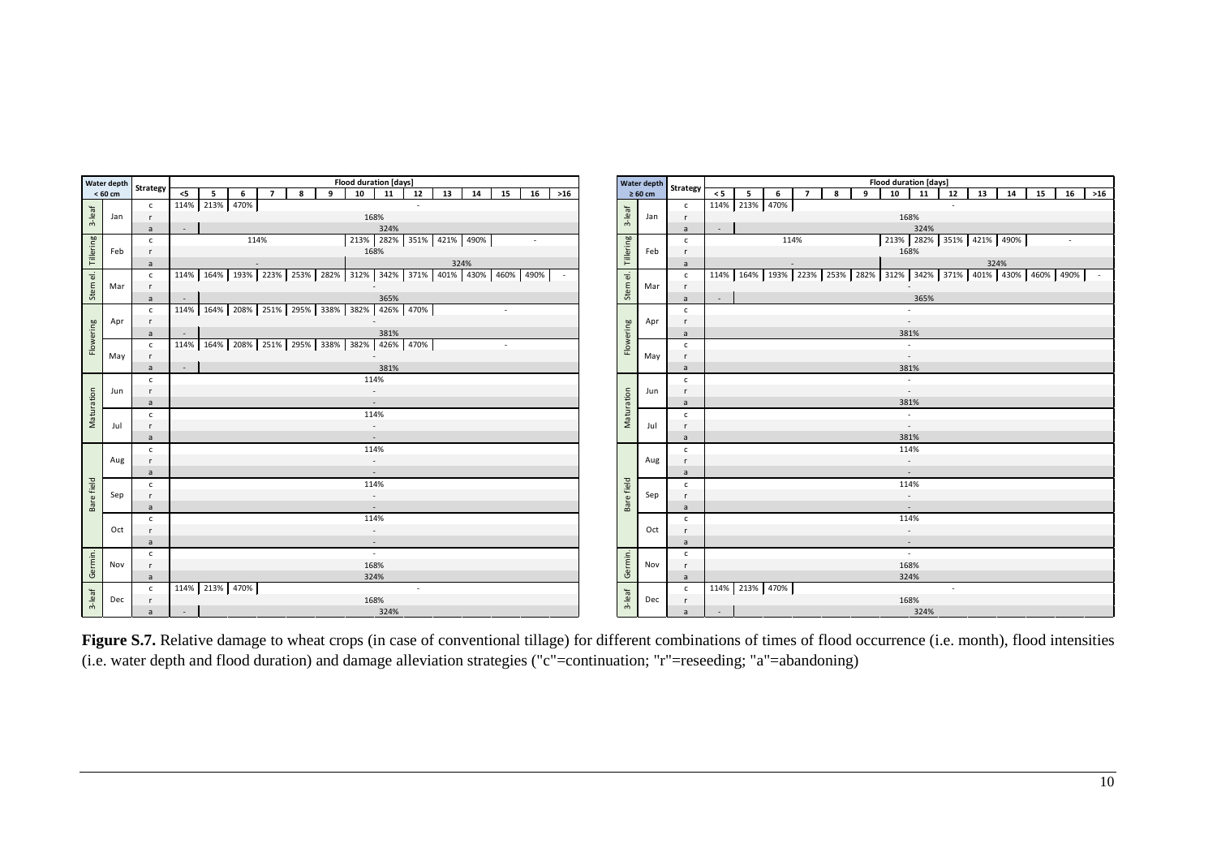| Water depth < 60 cm | | Strategy | Flood duration [days] | | | | | | | | | | | | | |
|---|---|---|---|---|---|---|---|---|---|---|---|---|---|---|---|---|
| | | | <5 | 5 | 6 | 7 | 8 | 9 | 10 | 11 | 12 | 13 | 14 | 15 | 16 | >16 |
| 3-leaf | Jan | c | 114% | 213% | 470% | - | | | | | | | | | | |
| | | r | 168% | | | | | | | | | | | | | |
| | | a | - | 324% | | | | | | | | | | | | |
| Tillering | Feb | c | 114% | | | | | | 213% | 282% | 351% | 421% | 490% | - | | |
| | | r | 168% | | | | | | | | | | | | | |
| | | a | - | | | | | | 324% | | | | | | | |
| Stem el. | Mar | c | 114% | 164% | 193% | 223% | 253% | 282% | 312% | 342% | 371% | 401% | 430% | 460% | 490% | - |
| | | r | - | | | | | | | | | | | | | |
| | | a | - | 365% | | | | | | | | | | | | |
| Flowering | Apr | c | 114% | 164% | 208% | 251% | 295% | 338% | 382% | 426% | 470% | - | | | | |
| | | r | - | | | | | | | | | | | | | |
| | | a | - | 381% | | | | | | | | | | | | |
| | May | c | 114% | 164% | 208% | 251% | 295% | 338% | 382% | 426% | 470% | - | | | | |
| | | r | - | | | | | | | | | | | | | |
| | | a | - | 381% | | | | | | | | | | | | |
| Maturation | Jun | c | 114% | | | | | | | | | | | | | |
| | | r | - | | | | | | | | | | | | | |
| | | a | - | | | | | | | | | | | | | |
| | Jul | c | 114% | | | | | | | | | | | | | |
| | | r | - | | | | | | | | | | | | | |
| | | a | - | | | | | | | | | | | | | |
| Bare field | Aug | c | 114% | | | | | | | | | | | | | |
| | | r | - | | | | | | | | | | | | | |
| | | a | - | | | | | | | | | | | | | |
| | Sep | c | 114% | | | | | | | | | | | | | |
| | | r | - | | | | | | | | | | | | | |
| | | a | - | | | | | | | | | | | | | |
| | Oct | c | 114% | | | | | | | | | | | | | |
| | | r | - | | | | | | | | | | | | | |
| | | a | - | | | | | | | | | | | | | |
| Germin. | Nov | c | - | | | | | | | | | | | | | |
| | | r | 168% | | | | | | | | | | | | | |
| | | a | 324% | | | | | | | | | | | | | |
| 3-leaf | Dec | c | 114% | 213% | 470% | - | | | | | | | | | | |
| | | r | 168% | | | | | | | | | | | | | |
| | | a | - | 324% | | | | | | | | | | | | |

| Water depth ≥ 60 cm | | Strategy | Flood duration [days] | | | | | | | | | | | | | |
|---|---|---|---|---|---|---|---|---|---|---|---|---|---|---|---|---|
| | | | < 5 | 5 | 6 | 7 | 8 | 9 | 10 | 11 | 12 | 13 | 14 | 15 | 16 | >16 |
| 3-leaf | Jan | c | 114% | 213% | 470% | - | | | | | | | | | | |
| | | r | 168% | | | | | | | | | | | | | |
| | | a | - | 324% | | | | | | | | | | | | |
| Tillering | Feb | c | 114% | | | | | | 213% | 282% | 351% | 421% | 490% | - | | |
| | | r | 168% | | | | | | | | | | | | | |
| | | a | - | | | | | | 324% | | | | | | | |
| Stem el. | Mar | c | 114% | 164% | 193% | 223% | 253% | 282% | 312% | 342% | 371% | 401% | 430% | 460% | 490% | - |
| | | r | - | | | | | | | | | | | | | |
| | | a | - | 365% | | | | | | | | | | | | |
| Flowering | Apr | c | - | | | | | | | | | | | | | |
| | | r | - | | | | | | | | | | | | | |
| | | a | 381% | | | | | | | | | | | | | |
| | May | c | - | | | | | | | | | | | | | |
| | | r | - | | | | | | | | | | | | | |
| | | a | 381% | | | | | | | | | | | | | |
| Maturation | Jun | c | - | | | | | | | | | | | | | |
| | | r | - | | | | | | | | | | | | | |
| | | a | 381% | | | | | | | | | | | | | |
| | Jul | c | - | | | | | | | | | | | | | |
| | | r | - | | | | | | | | | | | | | |
| | | a | 381% | | | | | | | | | | | | | |
| Bare field | Aug | c | 114% | | | | | | | | | | | | | |
| | | r | - | | | | | | | | | | | | | |
| | | a | - | | | | | | | | | | | | | |
| | Sep | c | 114% | | | | | | | | | | | | | |
| | | r | - | | | | | | | | | | | | | |
| | | a | - | | | | | | | | | | | | | |
| | Oct | c | 114% | | | | | | | | | | | | | |
| | | r | - | | | | | | | | | | | | | |
| | | a | - | | | | | | | | | | | | | |
| Germin. | Nov | c | - | | | | | | | | | | | | | |
| | | r | 168% | | | | | | | | | | | | | |
| | | a | 324% | | | | | | | | | | | | | |
| 3-leaf | Dec | c | 114% | 213% | 470% | - | | | | | | | | | | |
| | | r | 168% | | | | | | | | | | | | | |
| | | a | - | 324% | | | | | | | | | | | | |

**Figure S.7.** Relative damage to wheat crops (in case of conventional tillage) for different combinations of times of flood occurrence (i.e. month), flood intensities (i.e. water depth and flood duration) and damage alleviation strategies ("c"=continuation; "r"=reseeding; "a"=abandoning)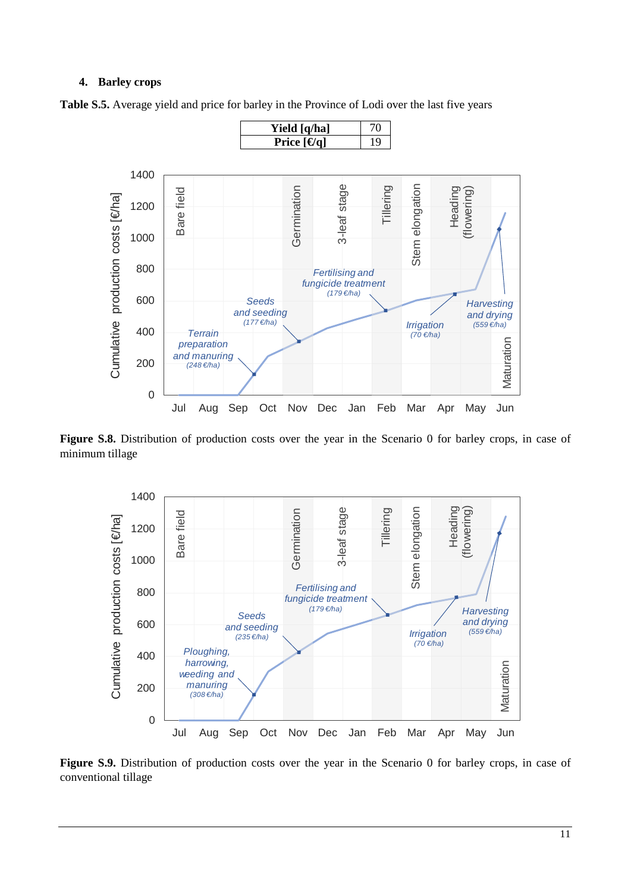## 4. Barley crops

**Table S.5.** Average yield and price for barley in the Province of Lodi over the last five years

| Yield [q/ha] | 70 |
|---|---|
| Price [€/q] | 19 |

**Figure S.8.** Distribution of production costs over the year in the Scenario 0 for barley crops, in case of minimum tillage

**Figure S.9.** Distribution of production costs over the year in the Scenario 0 for barley crops, in case of conventional tillage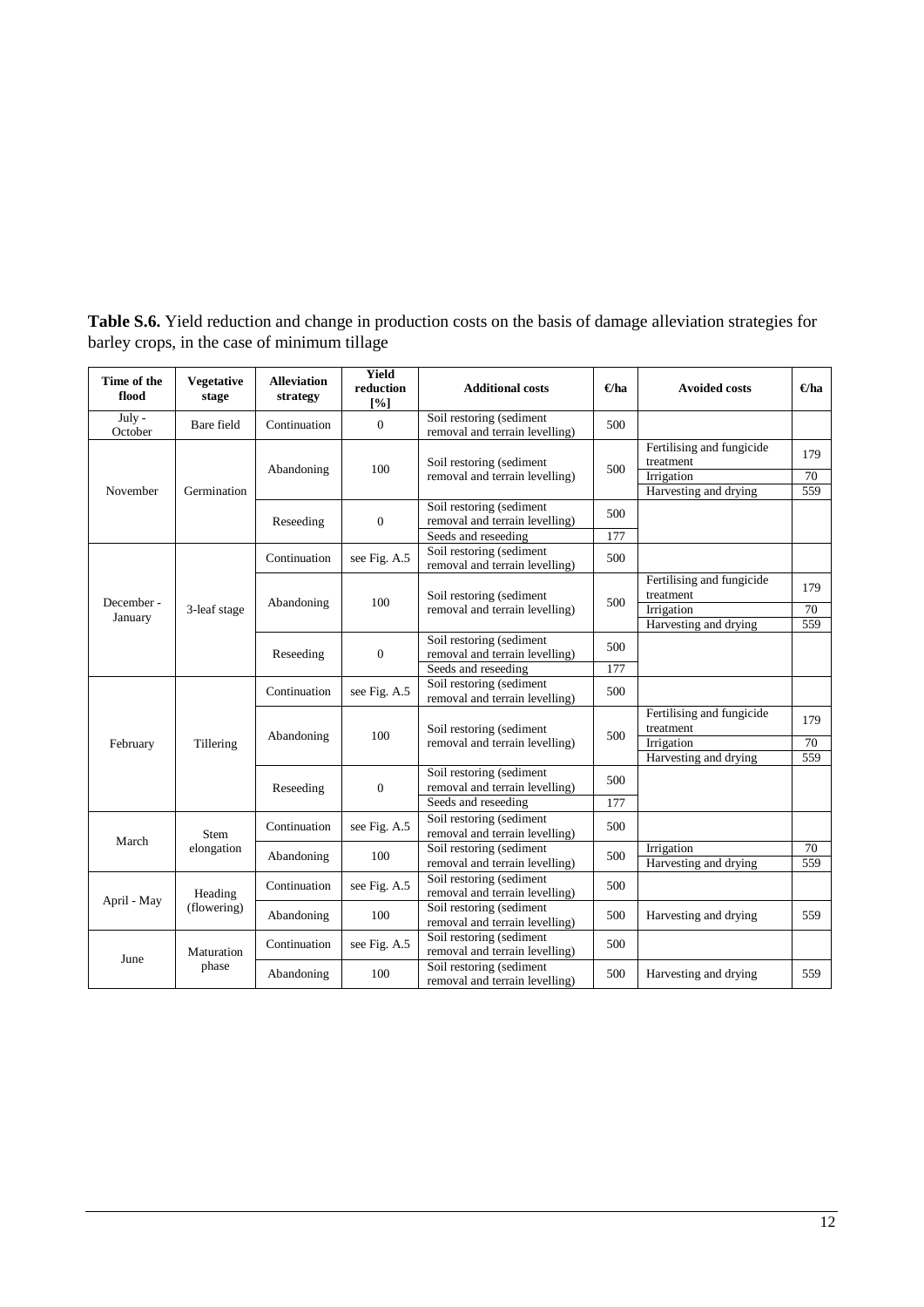**Table S.6.** Yield reduction and change in production costs on the basis of damage alleviation strategies for barley crops, in the case of minimum tillage

| Time of the flood | Vegetative stage | Alleviation strategy | Yield reduction [%] | Additional costs | €/ha | Avoided costs | €/ha |
|---|---|---|---|---|---|---|---|
| July - October | Bare field | Continuation | 0 | Soil restoring (sediment removal and terrain levelling) | 500 | | |
| November | Germination | Abandoning | 100 | Soil restoring (sediment removal and terrain levelling) | 500 | Fertilising and fungicide treatment | 179 |
| | | | | | | Irrigation | 70 |
| | | | | | | Harvesting and drying | 559 |
| | | Reseeding | 0 | Soil restoring (sediment removal and terrain levelling) | 500 | | |
| | | | | Seeds and reseeding | 177 | | |
| December - January | 3-leaf stage | Continuation | see Fig. A.5 | Soil restoring (sediment removal and terrain levelling) | 500 | | |
| | | Abandoning | 100 | Soil restoring (sediment removal and terrain levelling) | 500 | Fertilising and fungicide treatment | 179 |
| | | | | | | Irrigation | 70 |
| | | | | | | Harvesting and drying | 559 |
| | | Reseeding | 0 | Soil restoring (sediment removal and terrain levelling) | 500 | | |
| | | | | Seeds and reseeding | 177 | | |
| February | Tillering | Continuation | see Fig. A.5 | Soil restoring (sediment removal and terrain levelling) | 500 | | |
| | | Abandoning | 100 | Soil restoring (sediment removal and terrain levelling) | 500 | Fertilising and fungicide treatment | 179 |
| | | | | | | Irrigation | 70 |
| | | | | | | Harvesting and drying | 559 |
| | | Reseeding | 0 | Soil restoring (sediment removal and terrain levelling) | 500 | | |
| | | | | Seeds and reseeding | 177 | | |
| March | Stem elongation | Continuation | see Fig. A.5 | Soil restoring (sediment removal and terrain levelling) | 500 | | |
| | | Abandoning | 100 | Soil restoring (sediment removal and terrain levelling) | 500 | Irrigation | 70 |
| | | | | | | Harvesting and drying | 559 |
| April - May | Heading (flowering) | Continuation | see Fig. A.5 | Soil restoring (sediment removal and terrain levelling) | 500 | | |
| | | Abandoning | 100 | Soil restoring (sediment removal and terrain levelling) | 500 | Harvesting and drying | 559 |
| June | Maturation phase | Continuation | see Fig. A.5 | Soil restoring (sediment removal and terrain levelling) | 500 | | |
| | | Abandoning | 100 | Soil restoring (sediment removal and terrain levelling) | 500 | Harvesting and drying | 559 |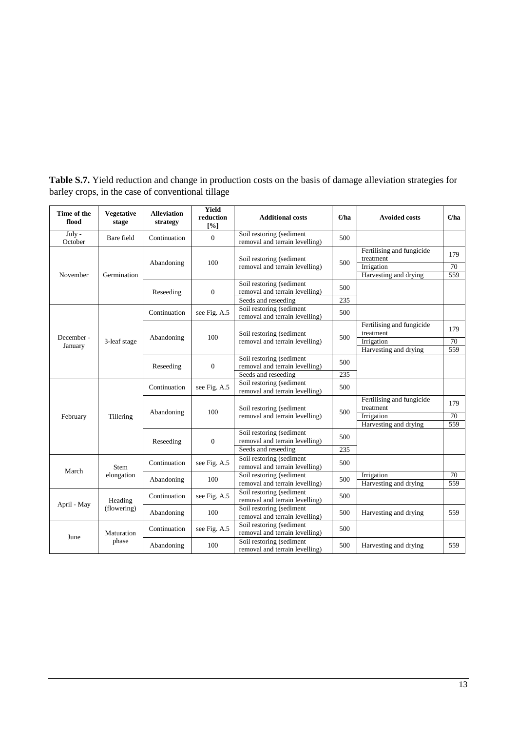**Table S.7.** Yield reduction and change in production costs on the basis of damage alleviation strategies for barley crops, in the case of conventional tillage

| Time of the flood | Vegetative stage | Alleviation strategy | Yield reduction [%] | Additional costs | €/ha | Avoided costs | €/ha |
|---|---|---|---|---|---|---|---|
| July - October | Bare field | Continuation | 0 | Soil restoring (sediment removal and terrain levelling) | 500 | | |
| November | Germination | Abandoning | 100 | Soil restoring (sediment removal and terrain levelling) | 500 | Fertilising and fungicide treatment | 179 |
| | | | | | | Irrigation | 70 |
| | | | | | | Harvesting and drying | 559 |
| | | Reseeding | 0 | Soil restoring (sediment removal and terrain levelling) | 500 | | |
| | | | | Seeds and reseeding | 235 | | |
| December - January | 3-leaf stage | Continuation | see Fig. A.5 | Soil restoring (sediment removal and terrain levelling) | 500 | | |
| | | Abandoning | 100 | Soil restoring (sediment removal and terrain levelling) | 500 | Fertilising and fungicide treatment | 179 |
| | | | | | | Irrigation | 70 |
| | | | | | | Harvesting and drying | 559 |
| | | Reseeding | 0 | Soil restoring (sediment removal and terrain levelling) | 500 | | |
| | | | | Seeds and reseeding | 235 | | |
| February | Tillering | Continuation | see Fig. A.5 | Soil restoring (sediment removal and terrain levelling) | 500 | | |
| | | Abandoning | 100 | Soil restoring (sediment removal and terrain levelling) | 500 | Fertilising and fungicide treatment | 179 |
| | | | | | | Irrigation | 70 |
| | | | | | | Harvesting and drying | 559 |
| | | Reseeding | 0 | Soil restoring (sediment removal and terrain levelling) | 500 | | |
| | | | | Seeds and reseeding | 235 | | |
| March | Stem elongation | Continuation | see Fig. A.5 | Soil restoring (sediment removal and terrain levelling) | 500 | | |
| | | Abandoning | 100 | Soil restoring (sediment removal and terrain levelling) | 500 | Irrigation | 70 |
| | | | | | | Harvesting and drying | 559 |
| April - May | Heading (flowering) | Continuation | see Fig. A.5 | Soil restoring (sediment removal and terrain levelling) | 500 | | |
| | | Abandoning | 100 | Soil restoring (sediment removal and terrain levelling) | 500 | Harvesting and drying | 559 |
| June | Maturation phase | Continuation | see Fig. A.5 | Soil restoring (sediment removal and terrain levelling) | 500 | | |
| | | Abandoning | 100 | Soil restoring (sediment removal and terrain levelling) | 500 | Harvesting and drying | 559 |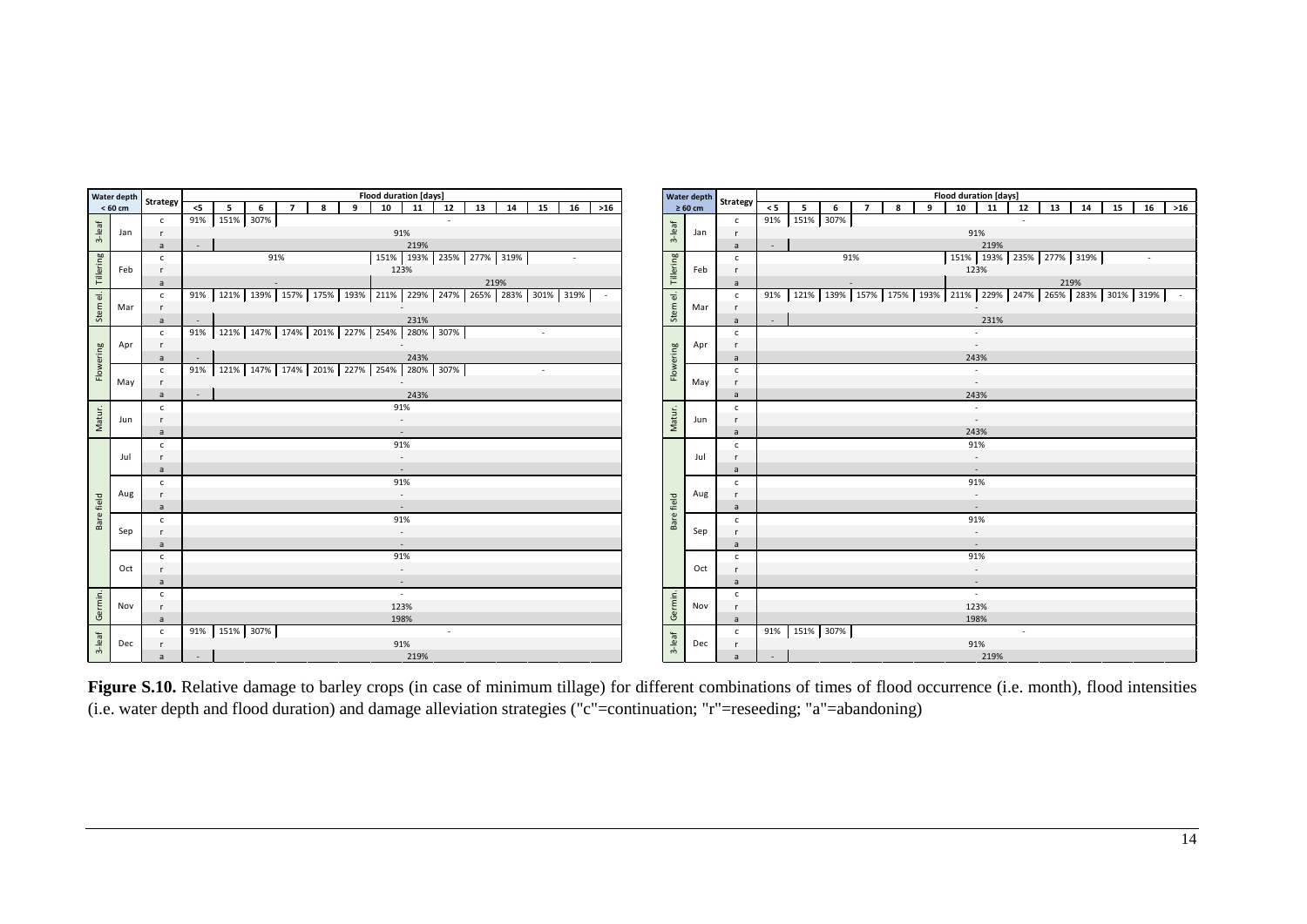| Water depth < 60 cm | | Strategy | Flood duration [days] | | | | | | | | | | | | | |
|---|---|---|---|---|---|---|---|---|---|---|---|---|---|---|---|---|
| | | | <5 | 5 | 6 | 7 | 8 | 9 | 10 | 11 | 12 | 13 | 14 | 15 | 16 | >16 |
| 3-leaf | Jan | c | 91% | 151% | 307% | - | | | | | | | | | | |
| | | r | 91% | | | | | | | | | | | | | |
| | | a | - | 219% | | | | | | | | | | | | |
| Tillering | Feb | c | 91% | | | | | | 151% | 193% | 235% | 277% | 319% | - | | |
| | | r | 123% | | | | | | | | | | | | | |
| | | a | - | | | | | | 219% | | | | | | | |
| Stem el. | Mar | c | 91% | 121% | 139% | 157% | 175% | 193% | 211% | 229% | 247% | 265% | 283% | 301% | 319% | - |
| | | r | - | | | | | | | | | | | | | |
| | | a | - | 231% | | | | | | | | | | | | |
| Flowering | Apr | c | 91% | 121% | 147% | 174% | 201% | 227% | 254% | 280% | 307% | - | | | | |
| | | r | - | | | | | | | | | | | | | |
| | | a | - | 243% | | | | | | | | | | | | |
| | May | c | 91% | 121% | 147% | 174% | 201% | 227% | 254% | 280% | 307% | - | | | | |
| | | r | - | | | | | | | | | | | | | |
| | | a | - | 243% | | | | | | | | | | | | |
| Matur. | Jun | c | 91% | | | | | | | | | | | | | |
| | | r | - | | | | | | | | | | | | | |
| | | a | - | | | | | | | | | | | | | |
| Bare field | Jul | c | 91% | | | | | | | | | | | | | |
| | | r | - | | | | | | | | | | | | | |
| | | a | - | | | | | | | | | | | | | |
| | Aug | c | 91% | | | | | | | | | | | | | |
| | | r | - | | | | | | | | | | | | | |
| | | a | - | | | | | | | | | | | | | |
| | Sep | c | 91% | | | | | | | | | | | | | |
| | | r | - | | | | | | | | | | | | | |
| | | a | - | | | | | | | | | | | | | |
| | Oct | c | 91% | | | | | | | | | | | | | |
| | | r | - | | | | | | | | | | | | | |
| | | a | - | | | | | | | | | | | | | |
| Germin. | Nov | c | - | | | | | | | | | | | | | |
| | | r | 123% | | | | | | | | | | | | | |
| | | a | 198% | | | | | | | | | | | | | |
| 3-leaf | Dec | c | 91% | 151% | 307% | - | | | | | | | | | | |
| | | r | 91% | | | | | | | | | | | | | |
| | | a | - | 219% | | | | | | | | | | | | |

| Water depth ≥ 60 cm | | Strategy | Flood duration [days] | | | | | | | | | | | | | |
|---|---|---|---|---|---|---|---|---|---|---|---|---|---|---|---|---|
| | | | < 5 | 5 | 6 | 7 | 8 | 9 | 10 | 11 | 12 | 13 | 14 | 15 | 16 | >16 |
| 3-leaf | Jan | c | 91% | 151% | 307% | - | | | | | | | | | | |
| | | r | 91% | | | | | | | | | | | | | |
| | | a | - | 219% | | | | | | | | | | | | |
| Tillering | Feb | c | 91% | | | | | | 151% | 193% | 235% | 277% | 319% | - | | |
| | | r | 123% | | | | | | | | | | | | | |
| | | a | - | | | | | | 219% | | | | | | | |
| Stem el. | Mar | c | 91% | 121% | 139% | 157% | 175% | 193% | 211% | 229% | 247% | 265% | 283% | 301% | 319% | - |
| | | r | - | | | | | | | | | | | | | |
| | | a | - | 231% | | | | | | | | | | | | |
| Flowering | Apr | c | - | | | | | | | | | | | | | |
| | | r | - | | | | | | | | | | | | | |
| | | a | 243% | | | | | | | | | | | | | |
| | May | c | - | | | | | | | | | | | | | |
| | | r | - | | | | | | | | | | | | | |
| | | a | 243% | | | | | | | | | | | | | |
| Matur. | Jun | c | - | | | | | | | | | | | | | |
| | | r | - | | | | | | | | | | | | | |
| | | a | 243% | | | | | | | | | | | | | |
| Bare field | Jul | c | 91% | | | | | | | | | | | | | |
| | | r | - | | | | | | | | | | | | | |
| | | a | - | | | | | | | | | | | | | |
| | Aug | c | 91% | | | | | | | | | | | | | |
| | | r | - | | | | | | | | | | | | | |
| | | a | - | | | | | | | | | | | | | |
| | Sep | c | 91% | | | | | | | | | | | | | |
| | | r | - | | | | | | | | | | | | | |
| | | a | - | | | | | | | | | | | | | |
| | Oct | c | 91% | | | | | | | | | | | | | |
| | | r | - | | | | | | | | | | | | | |
| | | a | - | | | | | | | | | | | | | |
| Germin. | Nov | c | - | | | | | | | | | | | | | |
| | | r | 123% | | | | | | | | | | | | | |
| | | a | 198% | | | | | | | | | | | | | |
| 3-leaf | Dec | c | 91% | 151% | 307% | - | | | | | | | | | | |
| | | r | 91% | | | | | | | | | | | | | |
| | | a | - | 219% | | | | | | | | | | | | |

**Figure S.10.** Relative damage to barley crops (in case of minimum tillage) for different combinations of times of flood occurrence (i.e. month), flood intensities (i.e. water depth and flood duration) and damage alleviation strategies ("c"=continuation; "r"=reseeding; "a"=abandoning)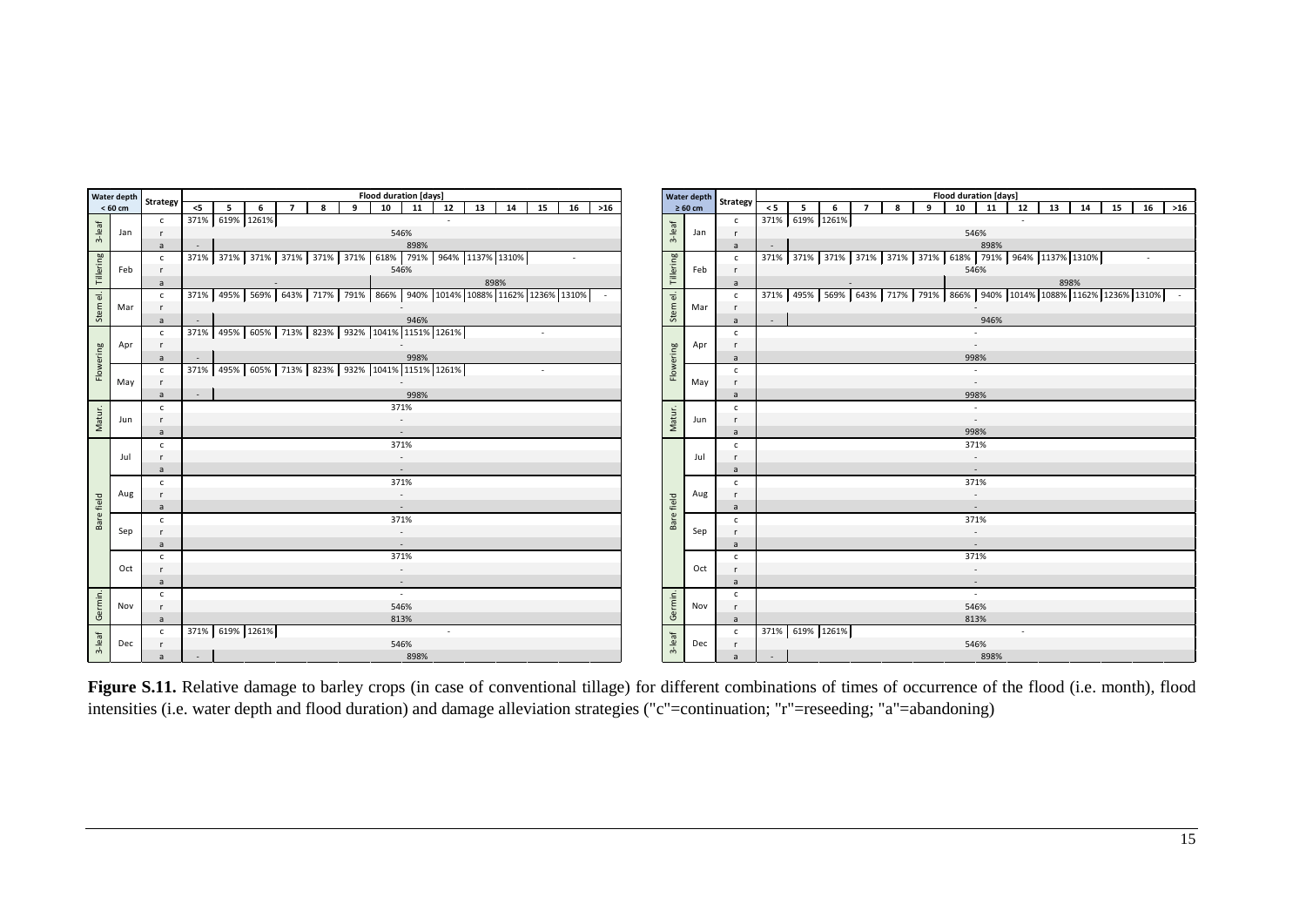| Water depth < 60 cm | | Strategy | Flood duration [days] | | | | | | | | | | | | | |
|---|---|---|---|---|---|---|---|---|---|---|---|---|---|---|---|---|
| | | | <5 | 5 | 6 | 7 | 8 | 9 | 10 | 11 | 12 | 13 | 14 | 15 | 16 | >16 |
| 3-leaf | Jan | c | 371% | 619% | 1261% | - | | | | | | | | | | |
| | | r | 546% | | | | | | | | | | | | | |
| | | a | - | 898% | | | | | | | | | | | | |
| Tillering | Feb | c | 371% | 371% | 371% | 371% | 371% | 371% | 618% | 791% | 964% | 1137% | 1310% | - | | |
| | | r | 546% | | | | | | | | | | | | | |
| | | a | - | | | | | | 898% | | | | | | | |
| Stem el. | Mar | c | 371% | 495% | 569% | 643% | 717% | 791% | 866% | 940% | 1014% | 1088% | 1162% | 1236% | 1310% | - |
| | | r | - | | | | | | | | | | | | | |
| | | a | - | 946% | | | | | | | | | | | | |
| Flowering | Apr | c | 371% | 495% | 605% | 713% | 823% | 932% | 1041% | 1151% | 1261% | - | | | | |
| | | r | - | | | | | | | | | | | | | |
| | | a | - | 998% | | | | | | | | | | | | |
| | May | c | 371% | 495% | 605% | 713% | 823% | 932% | 1041% | 1151% | 1261% | - | | | | |
| | | r | - | | | | | | | | | | | | | |
| | | a | - | 998% | | | | | | | | | | | | |
| Matur. | Jun | c | 371% | | | | | | | | | | | | | |
| | | r | - | | | | | | | | | | | | | |
| | | a | - | | | | | | | | | | | | | |
| Bare field | Jul | c | 371% | | | | | | | | | | | | | |
| | | r | - | | | | | | | | | | | | | |
| | | a | - | | | | | | | | | | | | | |
| | Aug | c | 371% | | | | | | | | | | | | | |
| | | r | - | | | | | | | | | | | | | |
| | | a | - | | | | | | | | | | | | | |
| | Sep | c | 371% | | | | | | | | | | | | | |
| | | r | - | | | | | | | | | | | | | |
| | | a | - | | | | | | | | | | | | | |
| | Oct | c | 371% | | | | | | | | | | | | | |
| | | r | - | | | | | | | | | | | | | |
| | | a | - | | | | | | | | | | | | | |
| Germin. | Nov | c | - | | | | | | | | | | | | | |
| | | r | 546% | | | | | | | | | | | | | |
| | | a | 813% | | | | | | | | | | | | | |
| 3-leaf | Dec | c | 371% | 619% | 1261% | - | | | | | | | | | | |
| | | r | 546% | | | | | | | | | | | | | |
| | | a | - | 898% | | | | | | | | | | | | |

| Water depth ≥ 60 cm | | Strategy | Flood duration [days] | | | | | | | | | | | | | |
|---|---|---|---|---|---|---|---|---|---|---|---|---|---|---|---|---|
| | | | < 5 | 5 | 6 | 7 | 8 | 9 | 10 | 11 | 12 | 13 | 14 | 15 | 16 | >16 |
| 3-leaf | Jan | c | 371% | 619% | 1261% | - | | | | | | | | | | |
| | | r | 546% | | | | | | | | | | | | | |
| | | a | - | 898% | | | | | | | | | | | | |
| Tillering | Feb | c | 371% | 371% | 371% | 371% | 371% | 371% | 618% | 791% | 964% | 1137% | 1310% | - | | |
| | | r | 546% | | | | | | | | | | | | | |
| | | a | - | | | | | | 898% | | | | | | | |
| Stem el. | Mar | c | 371% | 495% | 569% | 643% | 717% | 791% | 866% | 940% | 1014% | 1088% | 1162% | 1236% | 1310% | - |
| | | r | - | | | | | | | | | | | | | |
| | | a | - | 946% | | | | | | | | | | | | |
| Flowering | Apr | c | - | | | | | | | | | | | | | |
| | | r | - | | | | | | | | | | | | | |
| | | a | 998% | | | | | | | | | | | | | |
| | May | c | - | | | | | | | | | | | | | |
| | | r | - | | | | | | | | | | | | | |
| | | a | 998% | | | | | | | | | | | | | |
| Matur. | Jun | c | - | | | | | | | | | | | | | |
| | | r | - | | | | | | | | | | | | | |
| | | a | 998% | | | | | | | | | | | | | |
| Bare field | Jul | c | 371% | | | | | | | | | | | | | |
| | | r | - | | | | | | | | | | | | | |
| | | a | - | | | | | | | | | | | | | |
| | Aug | c | 371% | | | | | | | | | | | | | |
| | | r | - | | | | | | | | | | | | | |
| | | a | - | | | | | | | | | | | | | |
| | Sep | c | 371% | | | | | | | | | | | | | |
| | | r | - | | | | | | | | | | | | | |
| | | a | - | | | | | | | | | | | | | |
| | Oct | c | 371% | | | | | | | | | | | | | |
| | | r | - | | | | | | | | | | | | | |
| | | a | - | | | | | | | | | | | | | |
| Germin. | Nov | c | - | | | | | | | | | | | | | |
| | | r | 546% | | | | | | | | | | | | | |
| | | a | 813% | | | | | | | | | | | | | |
| 3-leaf | Dec | c | 371% | 619% | 1261% | - | | | | | | | | | | |
| | | r | 546% | | | | | | | | | | | | | |
| | | a | - | 898% | | | | | | | | | | | | |

**Figure S.11.** Relative damage to barley crops (in case of conventional tillage) for different combinations of times of occurrence of the flood (i.e. month), flood intensities (i.e. water depth and flood duration) and damage alleviation strategies ("c"=continuation; "r"=reseeding; "a"=abandoning)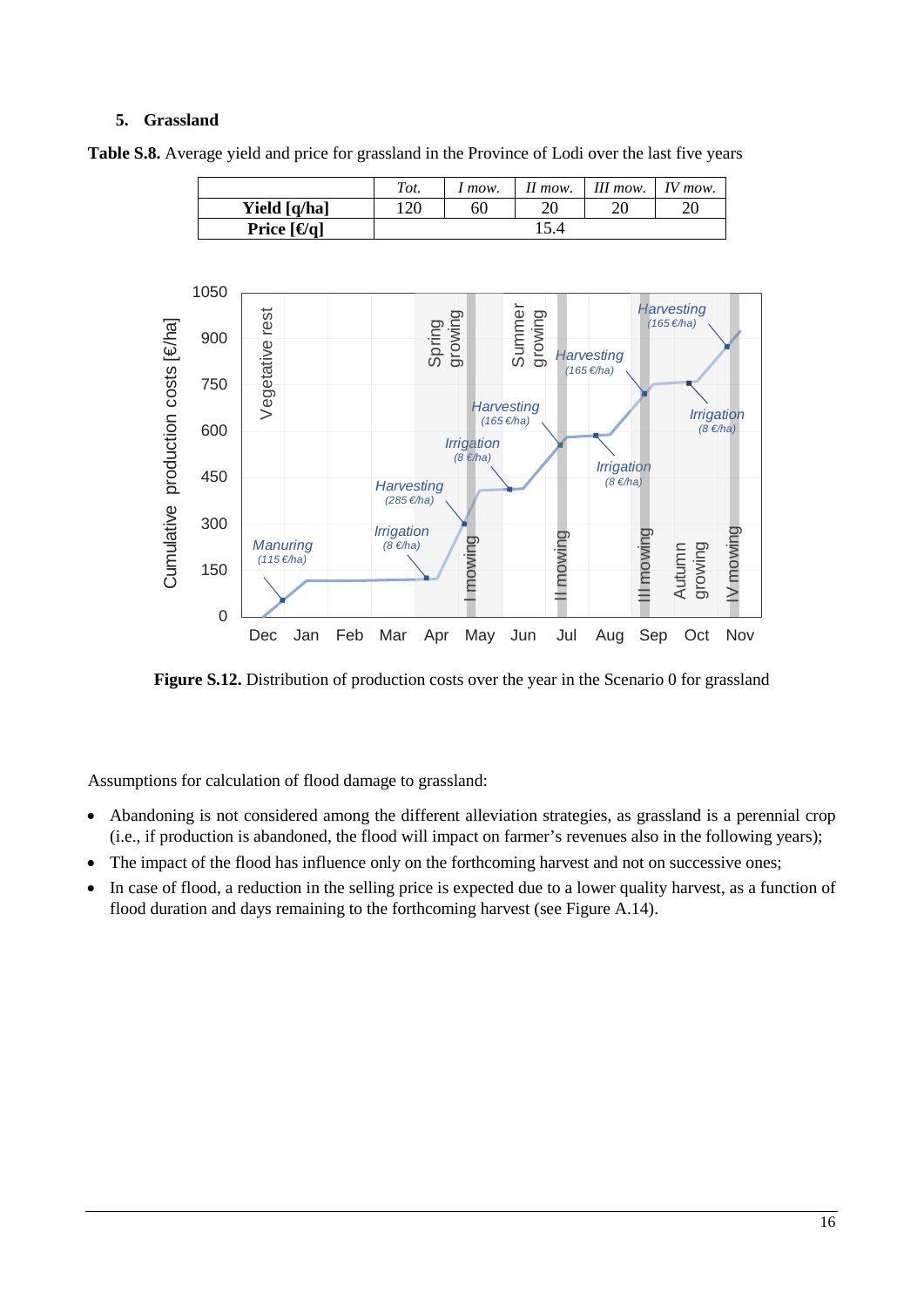## 5. Grassland

**Table S.8.** Average yield and price for grassland in the Province of Lodi over the last five years

| | *Tot.* | *I mow.* | *II mow.* | *III mow.* | *IV mow.* |
|---|---|---|---|---|---|
| **Yield [q/ha]** | 120 | 60 | 20 | 20 | 20 |
| **Price [€/q]** | 15.4 | | | | |

**Figure S.12.** Distribution of production costs over the year in the Scenario 0 for grassland

Assumptions for calculation of flood damage to grassland:

- Abandoning is not considered among the different alleviation strategies, as grassland is a perennial crop (i.e., if production is abandoned, the flood will impact on farmer's revenues also in the following years);
- The impact of the flood has influence only on the forthcoming harvest and not on successive ones;
- In case of flood, a reduction in the selling price is expected due to a lower quality harvest, as a function of flood duration and days remaining to the forthcoming harvest (see Figure A.14).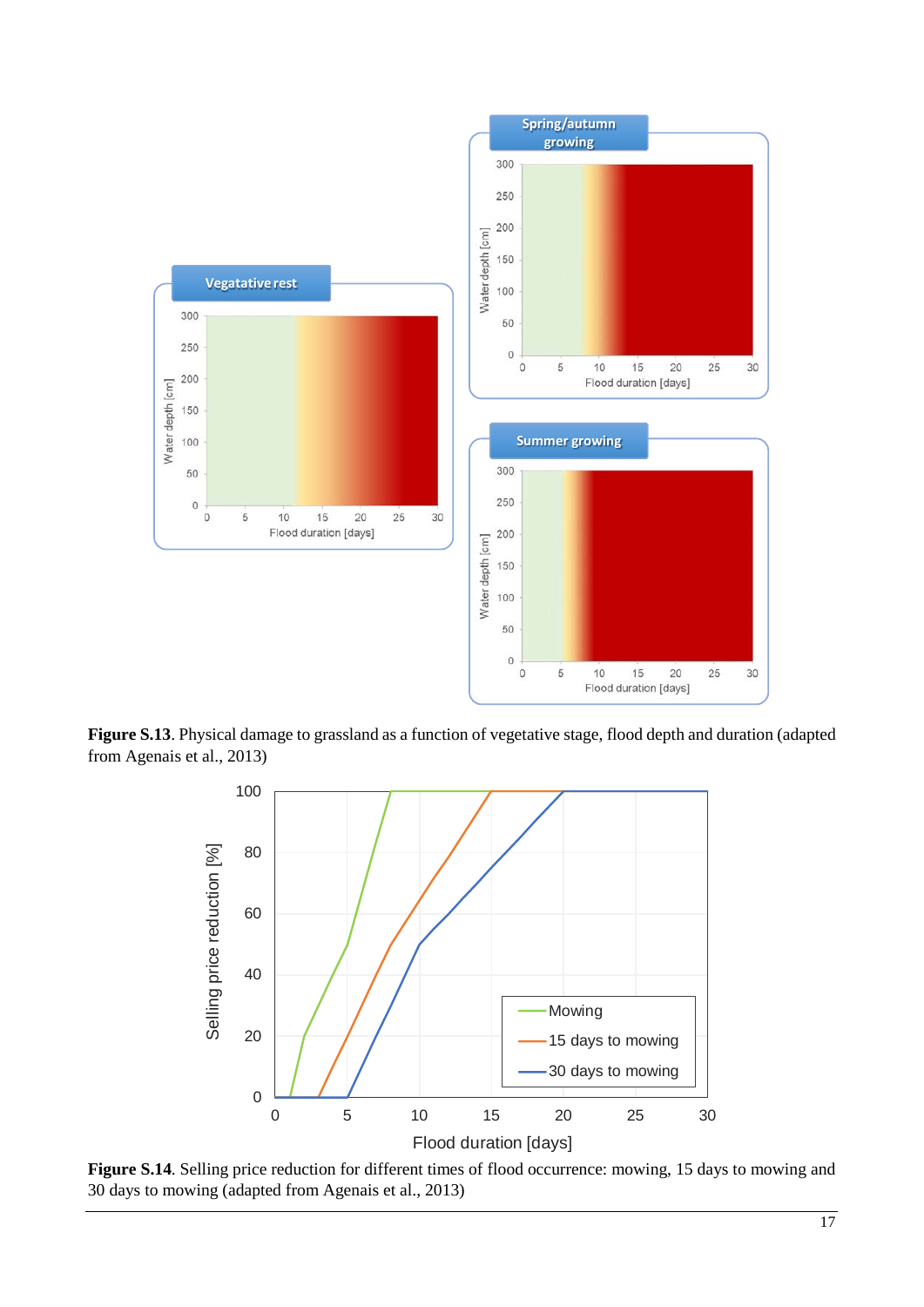**Figure S.13**. Physical damage to grassland as a function of vegetative stage, flood depth and duration (adapted from Agenais et al., 2013)

**Figure S.14**. Selling price reduction for different times of flood occurrence: mowing, 15 days to mowing and 30 days to mowing (adapted from Agenais et al., 2013)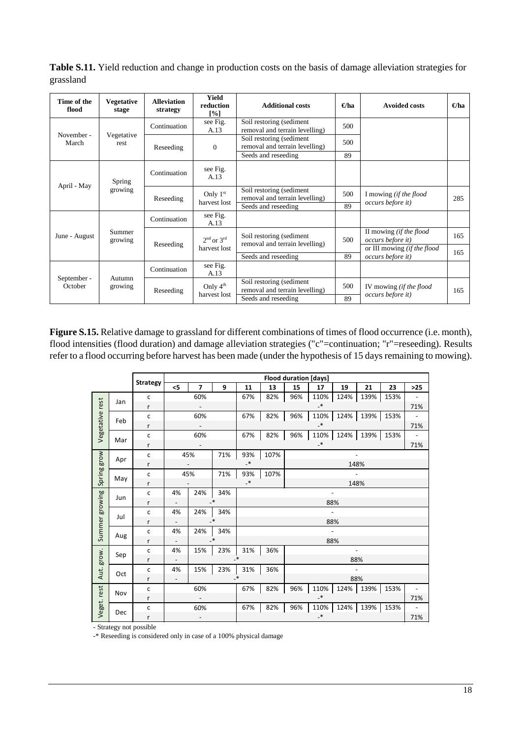**Table S.11.** Yield reduction and change in production costs on the basis of damage alleviation strategies for grassland

| Time of the flood | Vegetative stage | Alleviation strategy | Yield reduction [%] | Additional costs | €/ha | Avoided costs | €/ha |
|---|---|---|---|---|---|---|---|
| November - March | Vegetative rest | Continuation | see Fig. A.13 | Soil restoring (sediment removal and terrain levelling) | 500 | | |
| | | Reseeding | 0 | Soil restoring (sediment removal and terrain levelling) | 500 | | |
| | | | | Seeds and reseeding | 89 | | |
| April - May | Spring growing | Continuation | see Fig. A.13 | | | | |
| | | Reseeding | Only 1[st] harvest lost | Soil restoring (sediment removal and terrain levelling) | 500 | I mowing *(if the flood occurs before it)* | 285 |
| | | | | Seeds and reseeding | 89 | | |
| June - August | Summer growing | Continuation | see Fig. A.13 | | | | |
| | | Reseeding | 2[nd] or 3[rd] harvest lost | Soil restoring (sediment removal and terrain levelling) | 500 | II mowing *(if the flood occurs before it)* | 165 |
| | | | | | | or III mowing *(if the flood occurs before it)* | 165 |
| | | | | Seeds and reseeding | 89 | | |
| September - October | Autumn growing | Continuation | see Fig. A.13 | | | | |
| | | Reseeding | Only 4[th] harvest lost | Soil restoring (sediment removal and terrain levelling) | 500 | IV mowing *(if the flood occurs before it)* | 165 |
| | | | | Seeds and reseeding | 89 | | |

**Figure S.15.** Relative damage to grassland for different combinations of times of flood occurrence (i.e. month), flood intensities (flood duration) and damage alleviation strategies ("c"=continuation; "r"=reseeding). Results refer to a flood occurring before harvest has been made (under the hypothesis of 15 days remaining to mowing).

| | | Strategy | Flood duration [days] | | | | | | | | | | |
|---|---|---|---|---|---|---|---|---|---|---|---|---|---|
| | | | <5 | 7 | 9 | 11 | 13 | 15 | 17 | 19 | 21 | 23 | >25 |
| Vegetative rest | Jan | c | | 60% | | 67% | 82% | 96% | 110% | 124% | 139% | 153% | - |
| | | r | | - | | | | | -* | | | | 71% |
| | Feb | c | | 60% | | 67% | 82% | 96% | 110% | 124% | 139% | 153% | - |
| | | r | | - | | | | | -* | | | | 71% |
| | Mar | c | | 60% | | 67% | 82% | 96% | 110% | 124% | 139% | 153% | - |
| | | r | | - | | | | | -* | | | | 71% |
| Spring grow | Apr | c | 45% | | 71% | 93% | 107% | | | - | | | |
| | | r | | - | | -* | | | | 148% | | | |
| | May | c | 45% | | 71% | 93% | 107% | | | - | | | |
| | | r | | - | | -* | | | | 148% | | | |
| Summer growing | Jun | c | 4% | 24% | 34% | | | | - | | | | |
| | | r | - | -* | | | | | 88% | | | | |
| | Jul | c | 4% | 24% | 34% | | | | - | | | | |
| | | r | - | -* | | | | | 88% | | | | |
| | Aug | c | 4% | 24% | 34% | | | | - | | | | |
| | | r | - | -* | | | | | 88% | | | | |
| Aut. grow. | Sep | c | 4% | 15% | 23% | 31% | 36% | | | - | | | |
| | | r | - | | -* | | | | | 88% | | | |
| | Oct | c | 4% | 15% | 23% | 31% | 36% | | | - | | | |
| | | r | - | | -* | | | | | 88% | | | |
| Veget. rest | Nov | c | | 60% | | 67% | 82% | 96% | 110% | 124% | 139% | 153% | - |
| | | r | | - | | | | | -* | | | | 71% |
| | Dec | c | | 60% | | 67% | 82% | 96% | 110% | 124% | 139% | 153% | - |
| | | r | | - | | | | | -* | | | | 71% |

- Strategy not possible

-* Reseeding is considered only in case of a 100% physical damage